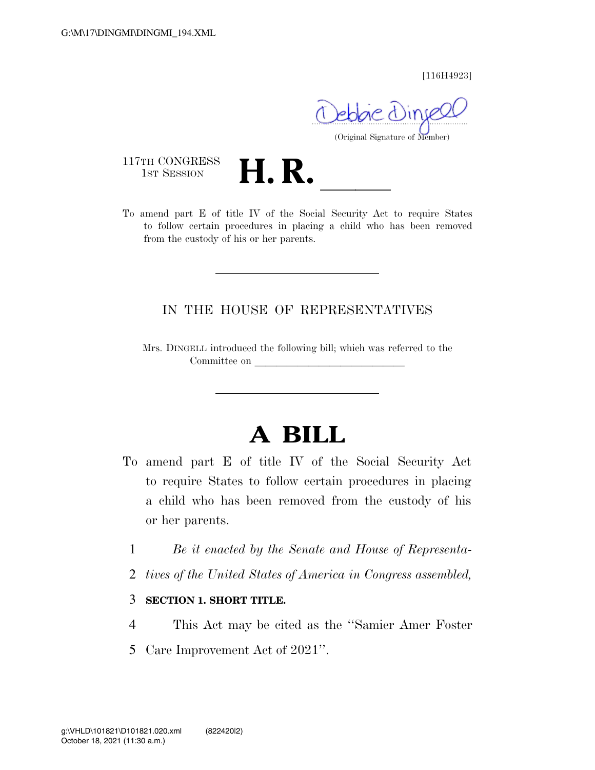G:\M\17\DINGMI\DINGMI_194.XML

[116H4923]

(Original Signature of Member)

117TH CONGRESS
1ST SESSION

# H. R. \_\_\_\_\_

To amend part E of title IV of the Social Security Act to require States to follow certain procedures in placing a child who has been removed from the custody of his or her parents.

---

IN THE HOUSE OF REPRESENTATIVES

Mrs. DINGELL introduced the following bill; which was referred to the Committee on \_\_\_\_\_\_\_\_\_\_\_\_\_\_\_\_\_\_\_\_\_\_\_\_\_\_\_\_

---

# A BILL

To amend part E of title IV of the Social Security Act to require States to follow certain procedures in placing a child who has been removed from the custody of his or her parents.

1 *Be it enacted by the Senate and House of Representa-*
2 *tives of the United States of America in Congress assembled,*

3 **SECTION 1. SHORT TITLE.**

4 This Act may be cited as the ''Samier Amer Foster
5 Care Improvement Act of 2021''.

g:\VHLD\101821\D101821.020.xml (822420|2)
October 18, 2021 (11:30 a.m.)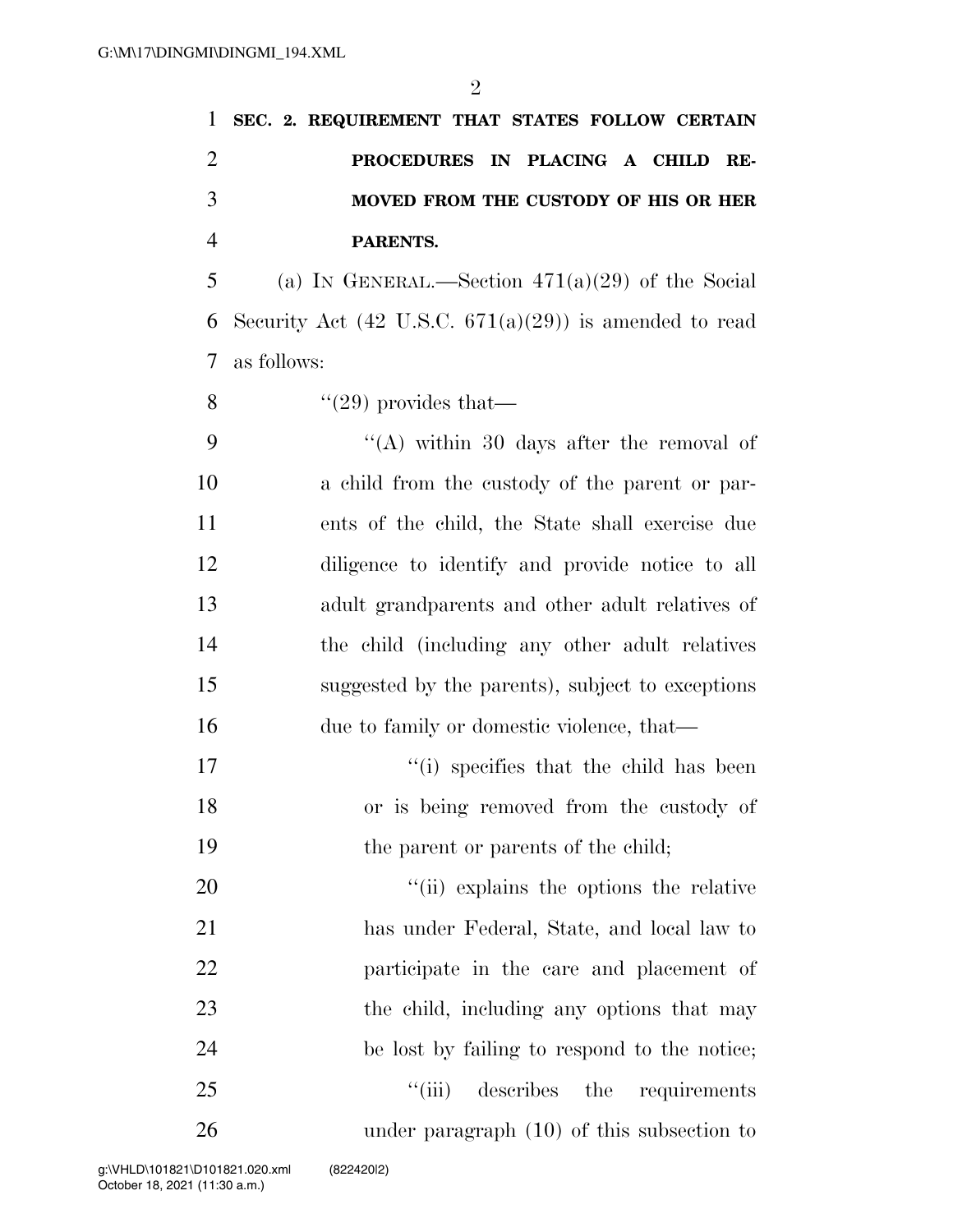**SEC. 2. REQUIREMENT THAT STATES FOLLOW CERTAIN PROCEDURES IN PLACING A CHILD REMOVED FROM THE CUSTODY OF HIS OR HER PARENTS.**

(a) IN GENERAL.—Section 471(a)(29) of the Social Security Act (42 U.S.C. 671(a)(29)) is amended to read as follows:

"(29) provides that—

"(A) within 30 days after the removal of a child from the custody of the parent or parents of the child, the State shall exercise due diligence to identify and provide notice to all adult grandparents and other adult relatives of the child (including any other adult relatives suggested by the parents), subject to exceptions due to family or domestic violence, that—

"(i) specifies that the child has been or is being removed from the custody of the parent or parents of the child;

"(ii) explains the options the relative has under Federal, State, and local law to participate in the care and placement of the child, including any options that may be lost by failing to respond to the notice;

"(iii) describes the requirements under paragraph (10) of this subsection to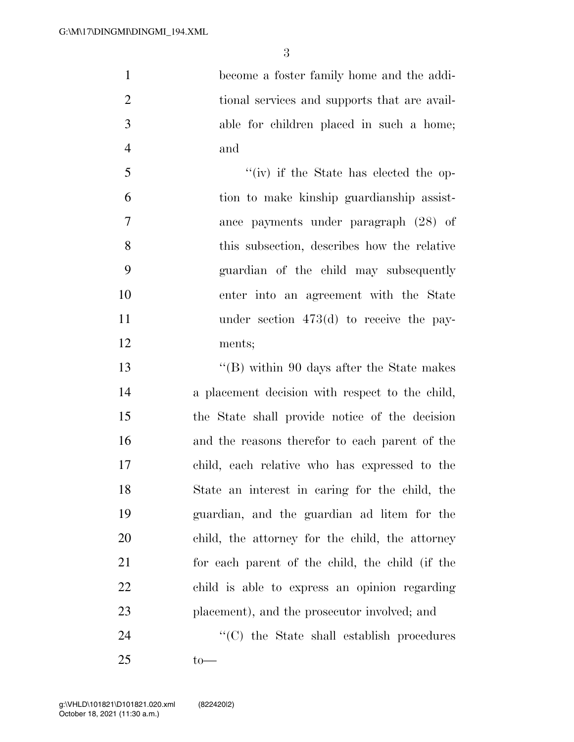become a foster family home and the additional services and supports that are available for children placed in such a home; and

"(iv) if the State has elected the option to make kinship guardianship assistance payments under paragraph (28) of this subsection, describes how the relative guardian of the child may subsequently enter into an agreement with the State under section 473(d) to receive the payments;

"(B) within 90 days after the State makes a placement decision with respect to the child, the State shall provide notice of the decision and the reasons therefor to each parent of the child, each relative who has expressed to the State an interest in caring for the child, the guardian, and the guardian ad litem for the child, the attorney for the child, the attorney for each parent of the child, the child (if the child is able to express an opinion regarding placement), and the prosecutor involved; and

"(C) the State shall establish procedures to—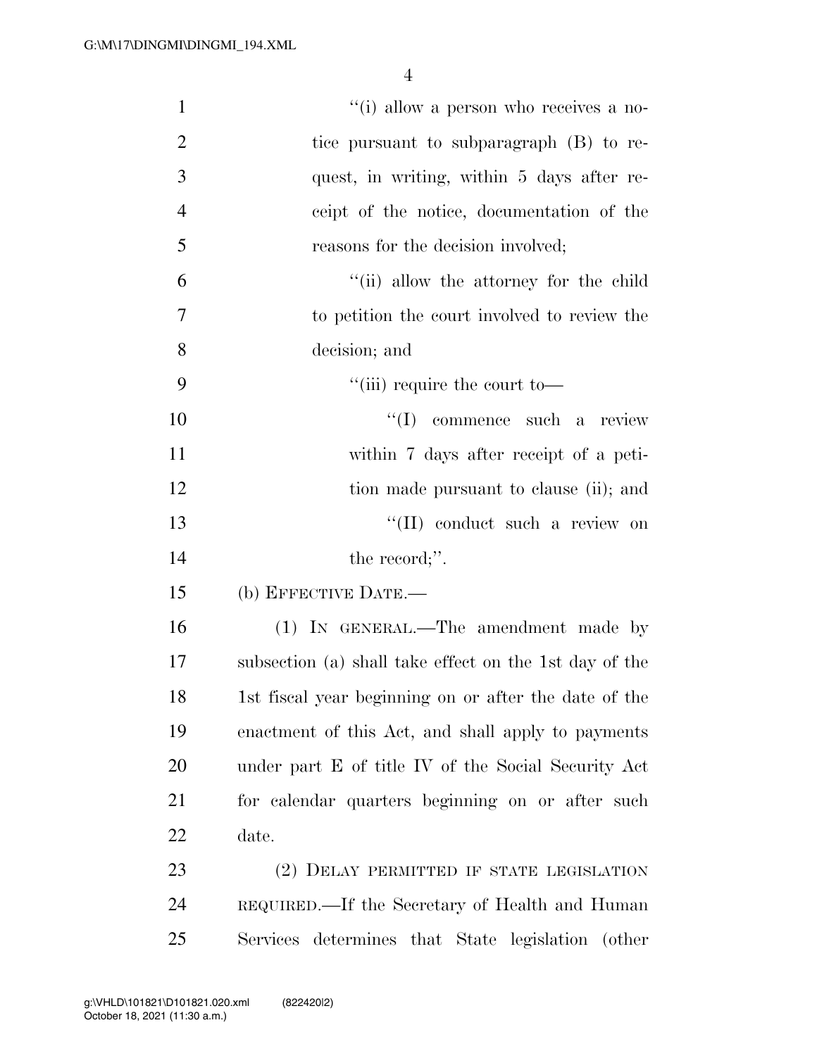“(i) allow a person who receives a notice pursuant to subparagraph (B) to request, in writing, within 5 days after receipt of the notice, documentation of the reasons for the decision involved;

“(ii) allow the attorney for the child to petition the court involved to review the decision; and

“(iii) require the court to—

“(I) commence such a review within 7 days after receipt of a petition made pursuant to clause (ii); and

“(II) conduct such a review on the record;”.

(b) EFFECTIVE DATE.—

(1) IN GENERAL.—The amendment made by subsection (a) shall take effect on the 1st day of the 1st fiscal year beginning on or after the date of the enactment of this Act, and shall apply to payments under part E of title IV of the Social Security Act for calendar quarters beginning on or after such date.

(2) DELAY PERMITTED IF STATE LEGISLATION REQUIRED.—If the Secretary of Health and Human Services determines that State legislation (other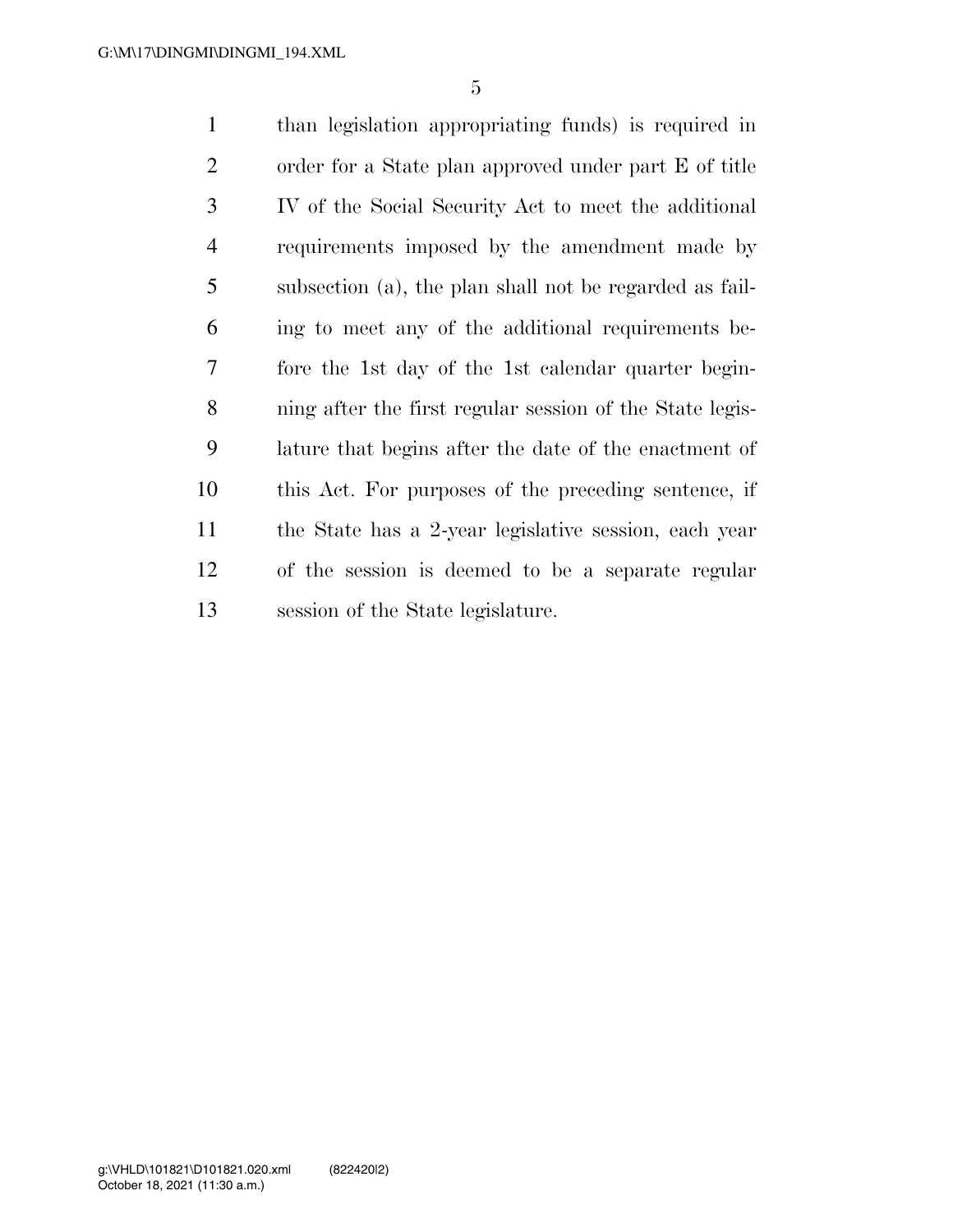than legislation appropriating funds) is required in order for a State plan approved under part E of title IV of the Social Security Act to meet the additional requirements imposed by the amendment made by subsection (a), the plan shall not be regarded as failing to meet any of the additional requirements before the 1st day of the 1st calendar quarter beginning after the first regular session of the State legislature that begins after the date of the enactment of this Act. For purposes of the preceding sentence, if the State has a 2-year legislative session, each year of the session is deemed to be a separate regular session of the State legislature.